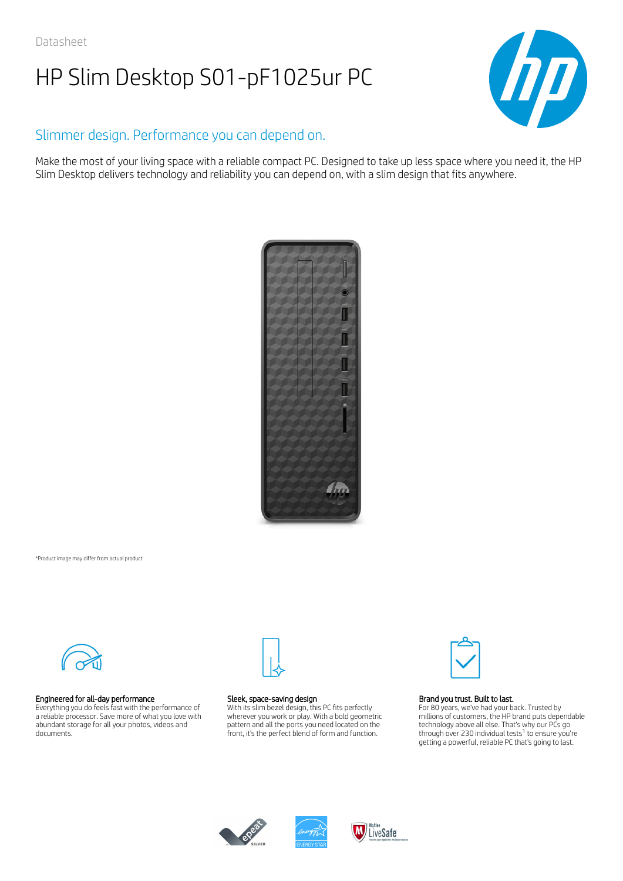Datasheet

# HP Slim Desktop S01-pF1025ur PC

## Slimmer design. Performance you can depend on.

Make the most of your living space with a reliable compact PC. Designed to take up less space where you need it, the HP Slim Desktop delivers technology and reliability you can depend on, with a slim design that fits anywhere.

*Product image may differ from actual product

**Engineered for all-day performance**
Everything you do feels fast with the performance of a reliable processor. Save more of what you love with abundant storage for all your photos, videos and documents.

**Sleek, space-saving design**
With its slim bezel design, this PC fits perfectly wherever you work or play. With a bold geometric pattern and all the ports you need located on the front, it's the perfect blend of form and function.

**Brand you trust. Built to last.**
For 80 years, we've had your back. Trusted by millions of customers, the HP brand puts dependable technology above all else. That's why our PCs go through over 230 individual tests[1] to ensure you're getting a powerful, reliable PC that's going to last.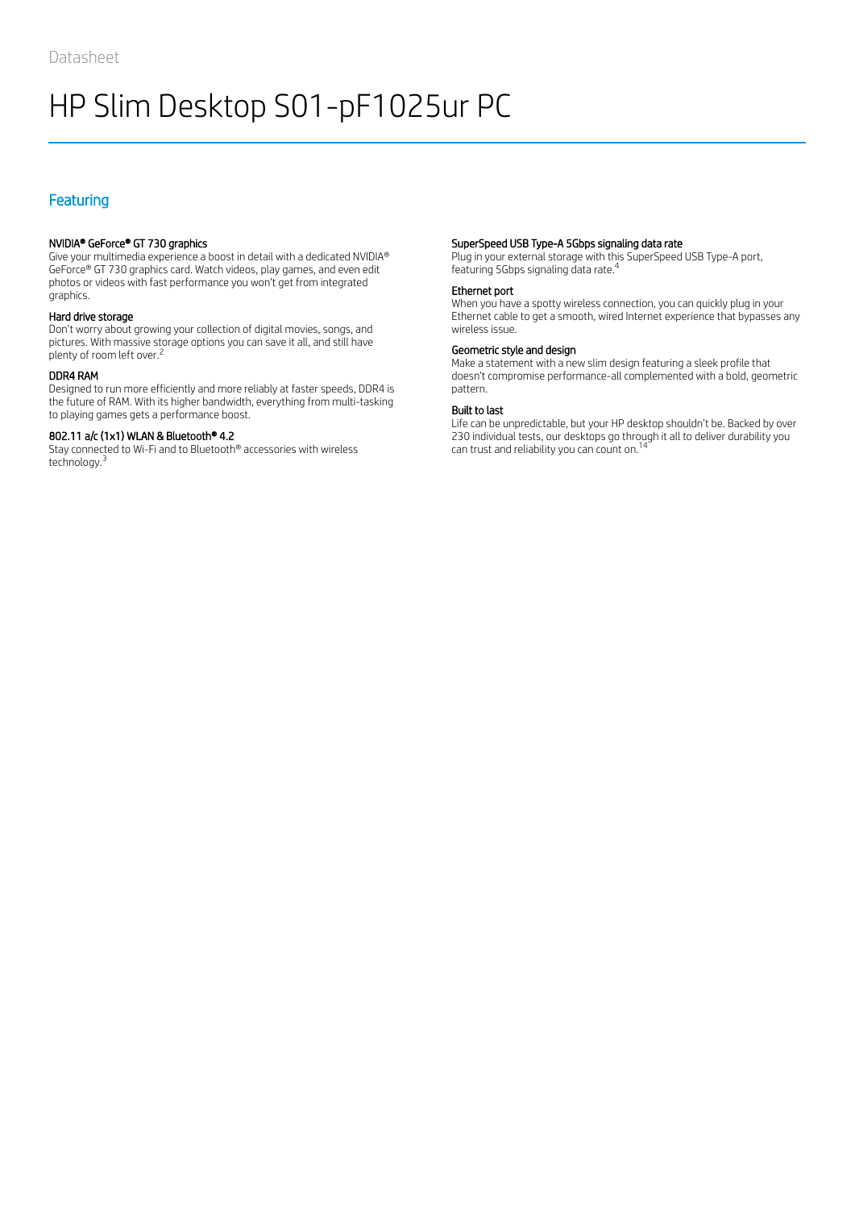# HP Slim Desktop S01-pF1025ur PC

## Featuring

### NVIDIA® GeForce® GT 730 graphics

Give your multimedia experience a boost in detail with a dedicated NVIDIA® GeForce® GT 730 graphics card. Watch videos, play games, and even edit photos or videos with fast performance you won't get from integrated graphics.

### Hard drive storage

Don't worry about growing your collection of digital movies, songs, and pictures. With massive storage options you can save it all, and still have plenty of room left over.[2]

### DDR4 RAM

Designed to run more efficiently and more reliably at faster speeds, DDR4 is the future of RAM. With its higher bandwidth, everything from multi-tasking to playing games gets a performance boost.

### 802.11 a/c (1x1) WLAN & Bluetooth® 4.2

Stay connected to Wi-Fi and to Bluetooth® accessories with wireless technology.[3]

### SuperSpeed USB Type-A 5Gbps signaling data rate

Plug in your external storage with this SuperSpeed USB Type-A port, featuring 5Gbps signaling data rate.[4]

### Ethernet port

When you have a spotty wireless connection, you can quickly plug in your Ethernet cable to get a smooth, wired Internet experience that bypasses any wireless issue.

### Geometric style and design

Make a statement with a new slim design featuring a sleek profile that doesn't compromise performance-all complemented with a bold, geometric pattern.

### Built to last

Life can be unpredictable, but your HP desktop shouldn't be. Backed by over 230 individual tests, our desktops go through it all to deliver durability you can trust and reliability you can count on.[14]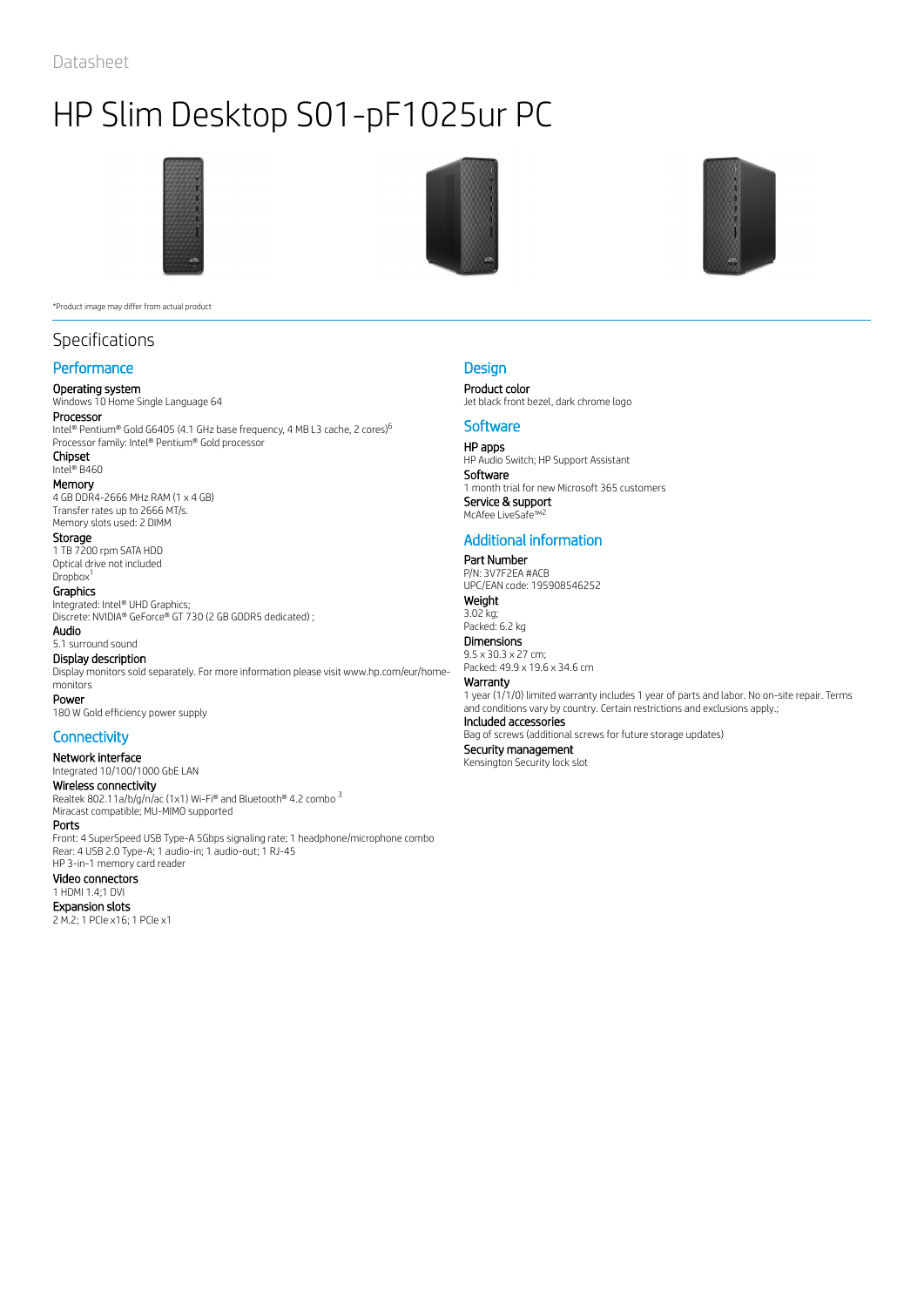Datasheet

# HP Slim Desktop S01-pF1025ur PC

*Product image may differ from actual product

## Specifications

### Performance

**Operating system**
Windows 10 Home Single Language 64

**Processor**
Intel® Pentium® Gold G6405 (4.1 GHz base frequency, 4 MB L3 cache, 2 cores)[6]
Processor family: Intel® Pentium® Gold processor

**Chipset**
Intel® B460

**Memory**
4 GB DDR4-2666 MHz RAM (1 x 4 GB)
Transfer rates up to 2666 MT/s.
Memory slots used: 2 DIMM

**Storage**
1 TB 7200 rpm SATA HDD
Optical drive not included
Dropbox[1]

**Graphics**
Integrated: Intel® UHD Graphics;
Discrete: NVIDIA® GeForce® GT 730 (2 GB GDDR5 dedicated) ;

**Audio**
5.1 surround sound

**Display description**
Display monitors sold separately. For more information please visit www.hp.com/eur/home-monitors

**Power**
180 W Gold efficiency power supply

### Connectivity

**Network interface**
Integrated 10/100/1000 GbE LAN

**Wireless connectivity**
Realtek 802.11a/b/g/n/ac (1x1) Wi-Fi® and Bluetooth® 4.2 combo [3]
Miracast compatible; MU-MIMO supported

**Ports**
Front: 4 SuperSpeed USB Type-A 5Gbps signaling rate; 1 headphone/microphone combo
Rear: 4 USB 2.0 Type-A; 1 audio-in; 1 audio-out; 1 RJ-45
HP 3-in-1 memory card reader

**Video connectors**
1 HDMI 1.4;1 DVI

**Expansion slots**
2 M.2; 1 PCIe x16; 1 PCIe x1

### Design

**Product color**
Jet black front bezel, dark chrome logo

### Software

**HP apps**
HP Audio Switch; HP Support Assistant

**Software**
1 month trial for new Microsoft 365 customers

**Service & support**
McAfee LiveSafe™[2]

### Additional information

**Part Number**
P/N: 3V7F2EA #ACB
UPC/EAN code: 195908546252

**Weight**
3.02 kg;
Packed: 6.2 kg

**Dimensions**
9.5 x 30.3 x 27 cm;
Packed: 49.9 x 19.6 x 34.6 cm

**Warranty**
1 year (1/1/0) limited warranty includes 1 year of parts and labor. No on-site repair. Terms and conditions vary by country. Certain restrictions and exclusions apply.;

**Included accessories**
Bag of screws (additional screws for future storage updates)

**Security management**
Kensington Security lock slot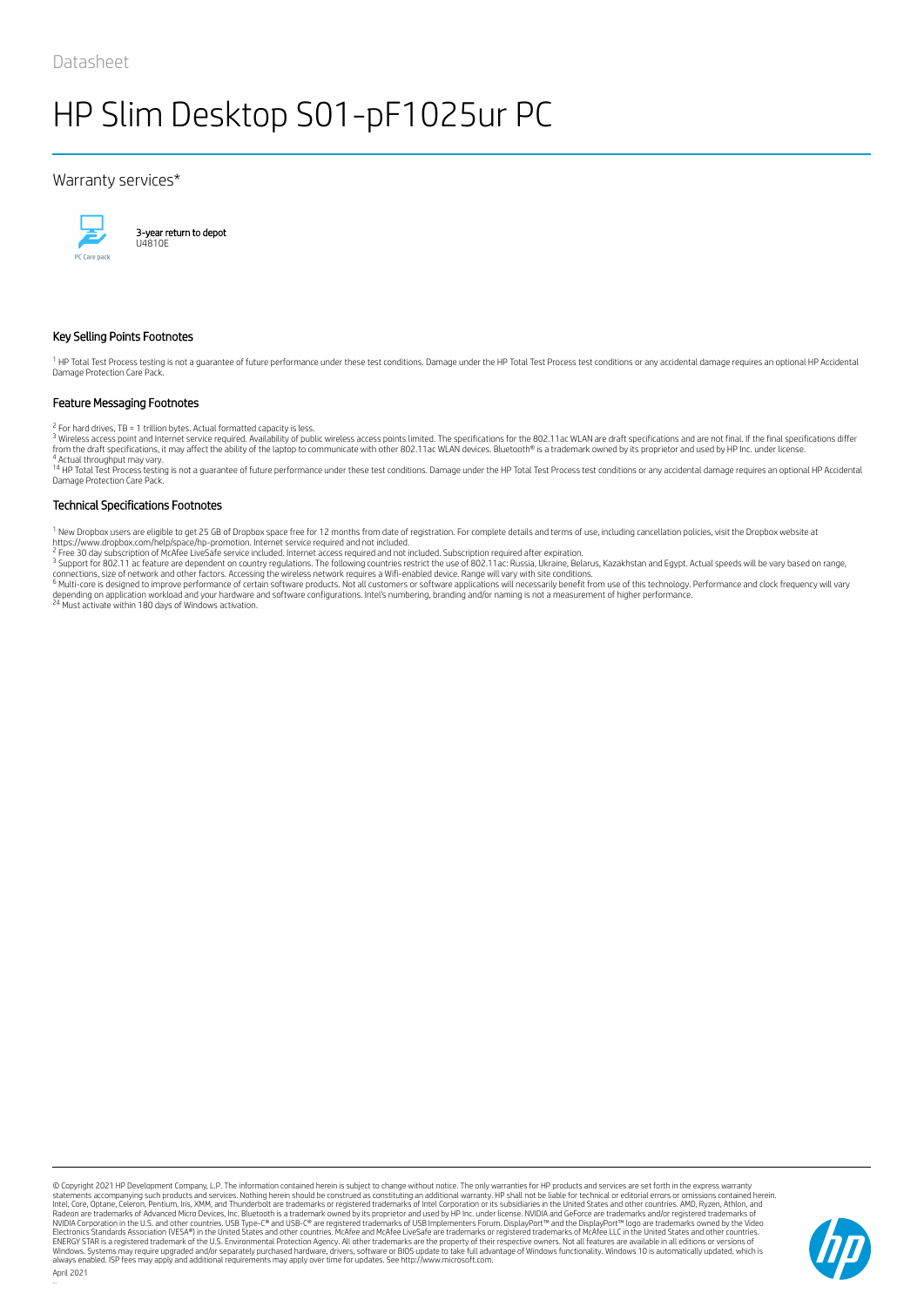Datasheet

# HP Slim Desktop S01-pF1025ur PC

## Warranty services*

PC Care pack

**3-year return to depot**
U4810E

### Key Selling Points Footnotes

[1] HP Total Test Process testing is not a guarantee of future performance under these test conditions. Damage under the HP Total Test Process test conditions or any accidental damage requires an optional HP Accidental Damage Protection Care Pack.

### Feature Messaging Footnotes

[2] For hard drives, TB = 1 trillion bytes. Actual formatted capacity is less.
[3] Wireless access point and Internet service required. Availability of public wireless access points limited. The specifications for the 802.11ac WLAN are draft specifications and are not final. If the final specifications differ from the draft specifications, it may affect the ability of the laptop to communicate with other 802.11ac WLAN devices. Bluetooth® is a trademark owned by its proprietor and used by HP Inc. under license.
[4] Actual throughput may vary.
[14] HP Total Test Process testing is not a guarantee of future performance under these test conditions. Damage under the HP Total Test Process test conditions or any accidental damage requires an optional HP Accidental Damage Protection Care Pack.

### Technical Specifications Footnotes

[1] New Dropbox users are eligible to get 25 GB of Dropbox space free for 12 months from date of registration. For complete details and terms of use, including cancellation policies, visit the Dropbox website at https://www.dropbox.com/help/space/hp-promotion. Internet service required and not included.
[2] Free 30 day subscription of McAfee LiveSafe service included. Internet access required and not included. Subscription required after expiration.
[3] Support for 802.11 ac feature are dependent on country regulations. The following countries restrict the use of 802.11ac: Russia, Ukraine, Belarus, Kazakhstan and Egypt. Actual speeds will be vary based on range, connections, size of network and other factors. Accessing the wireless network requires a Wifi-enabled device. Range will vary with site conditions.
[6] Multi-core is designed to improve performance of certain software products. Not all customers or software applications will necessarily benefit from use of this technology. Performance and clock frequency will vary depending on application workload and your hardware and software configurations. Intel's numbering, branding and/or naming is not a measurement of higher performance.
[24] Must activate within 180 days of Windows activation.

© Copyright 2021 HP Development Company, L.P. The information contained herein is subject to change without notice. The only warranties for HP products and services are set forth in the express warranty statements accompanying such products and services. Nothing herein should be construed as constituting an additional warranty. HP shall not be liable for technical or editorial errors or omissions contained herein. Intel, Core, Optane, Celeron, Pentium, Iris, XMM, and Thunderbolt are trademarks or registered trademarks of Intel Corporation or its subsidiaries in the United States and other countries. AMD, Ryzen, Athlon, and Radeon are trademarks of Advanced Micro Devices, Inc. Bluetooth is a trademark owned by its proprietor and used by HP Inc. under license. NVIDIA and GeForce are trademarks and/or registered trademarks of NVIDIA Corporation in the U.S. and other countries. USB Type-C® and USB-C® are registered trademarks of USB Implementers Forum. DisplayPort™ and the DisplayPort™ logo are trademarks owned by the Video Electronics Standards Association (VESA®) in the United States and other countries. McAfee and McAfee LiveSafe are trademarks or registered trademarks of McAfee LLC in the United States and other countries. ENERGY STAR is a registered trademark of the U.S. Environmental Protection Agency. All other trademarks are the property of their respective owners. Not all features are available in all editions or versions of Windows. Systems may require upgraded and/or separately purchased hardware, drivers, software or BIOS update to take full advantage of Windows functionality. Windows 10 is automatically updated, which is always enabled. ISP fees may apply and additional requirements may apply over time for updates. See http://www.microsoft.com.

April 2021